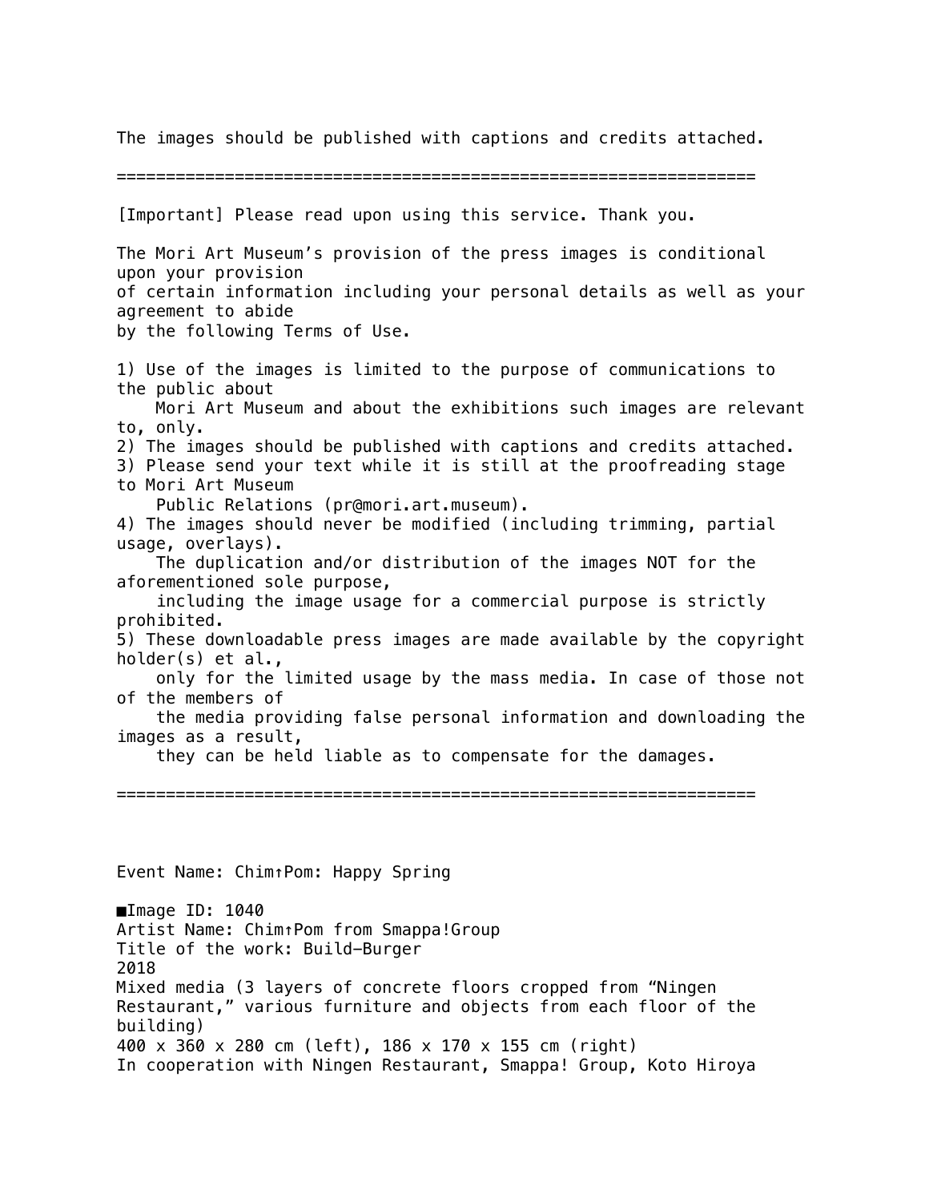The images should be published with captions and credits attached.

================================================================

[Important] Please read upon using this service. Thank you.

The Mori Art Museum's provision of the press images is conditional upon your provision of certain information including your personal details as well as your agreement to abide by the following Terms of Use.

1) Use of the images is limited to the purpose of communications to the public about Mori Art Museum and about the exhibitions such images are relevant to, only.
2) The images should be published with captions and credits attached.
3) Please send your text while it is still at the proofreading stage to Mori Art Museum Public Relations (pr@mori.art.museum).
4) The images should never be modified (including trimming, partial usage, overlays).
   The duplication and/or distribution of the images NOT for the aforementioned sole purpose, including the image usage for a commercial purpose is strictly prohibited.
5) These downloadable press images are made available by the copyright holder(s) et al., only for the limited usage by the mass media. In case of those not of the members of the media providing false personal information and downloading the images as a result, they can be held liable as to compensate for the damages.

================================================================

Event Name: Chim↑Pom: Happy Spring

■Image ID: 1040
Artist Name: Chim↑Pom from Smappa!Group
Title of the work: Build-Burger
2018
Mixed media (3 layers of concrete floors cropped from "Ningen Restaurant," various furniture and objects from each floor of the building)
400 x 360 x 280 cm (left), 186 x 170 x 155 cm (right)
In cooperation with Ningen Restaurant, Smappa! Group, Koto Hiroya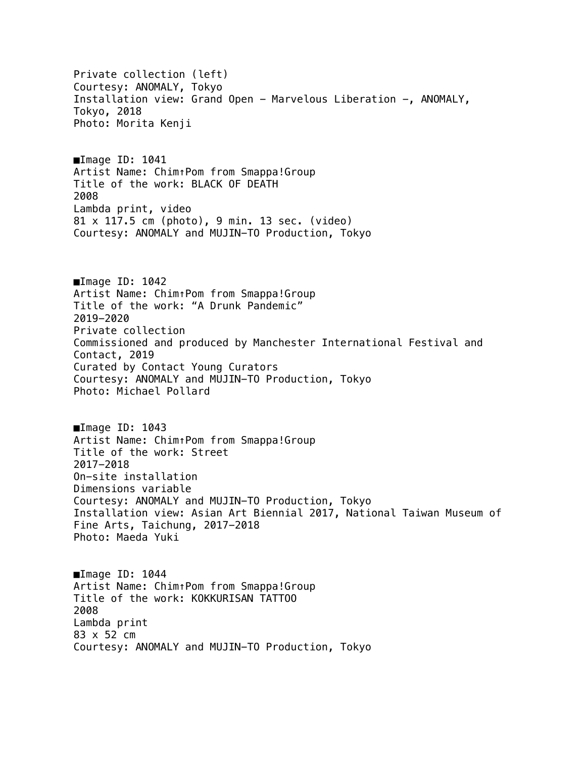Private collection (left)
Courtesy: ANOMALY, Tokyo
Installation view: Grand Open – Marvelous Liberation –, ANOMALY, Tokyo, 2018
Photo: Morita Kenji

■Image ID: 1041
Artist Name: Chim↑Pom from Smappa!Group
Title of the work: BLACK OF DEATH
2008
Lambda print, video
81 x 117.5 cm (photo), 9 min. 13 sec. (video)
Courtesy: ANOMALY and MUJIN–TO Production, Tokyo

■Image ID: 1042
Artist Name: Chim↑Pom from Smappa!Group
Title of the work: "A Drunk Pandemic"
2019–2020
Private collection
Commissioned and produced by Manchester International Festival and Contact, 2019
Curated by Contact Young Curators
Courtesy: ANOMALY and MUJIN–TO Production, Tokyo
Photo: Michael Pollard

■Image ID: 1043
Artist Name: Chim↑Pom from Smappa!Group
Title of the work: Street
2017–2018
On-site installation
Dimensions variable
Courtesy: ANOMALY and MUJIN–TO Production, Tokyo
Installation view: Asian Art Biennial 2017, National Taiwan Museum of Fine Arts, Taichung, 2017–2018
Photo: Maeda Yuki

■Image ID: 1044
Artist Name: Chim↑Pom from Smappa!Group
Title of the work: KOKKURISAN TATTOO
2008
Lambda print
83 x 52 cm
Courtesy: ANOMALY and MUJIN–TO Production, Tokyo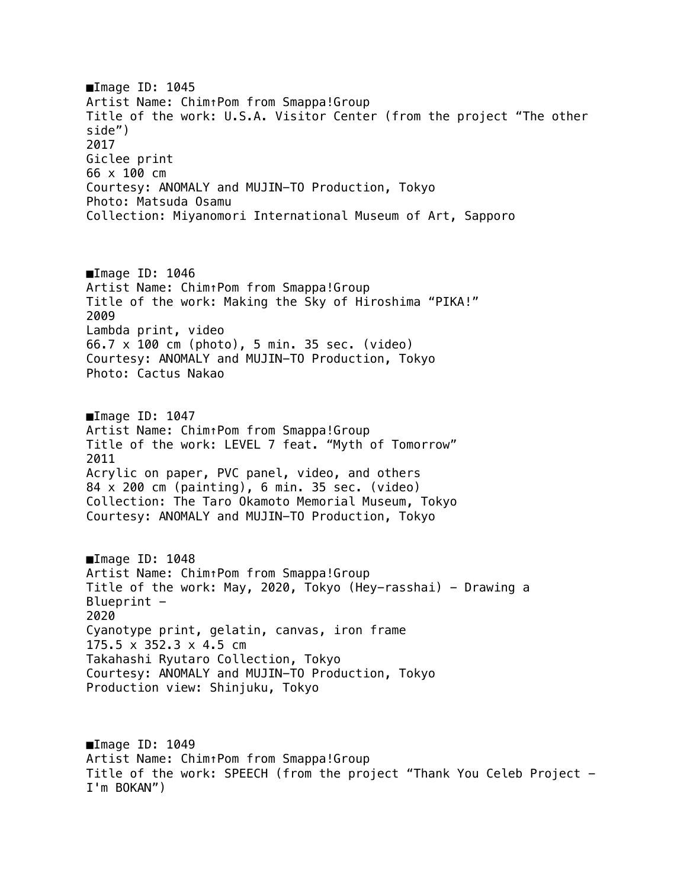■Image ID: 1045
Artist Name: Chim↑Pom from Smappa!Group
Title of the work: U.S.A. Visitor Center (from the project “The other side”)
2017
Giclee print
66 x 100 cm
Courtesy: ANOMALY and MUJIN-TO Production, Tokyo
Photo: Matsuda Osamu
Collection: Miyanomori International Museum of Art, Sapporo

■Image ID: 1046
Artist Name: Chim↑Pom from Smappa!Group
Title of the work: Making the Sky of Hiroshima “PIKA!”
2009
Lambda print, video
66.7 x 100 cm (photo), 5 min. 35 sec. (video)
Courtesy: ANOMALY and MUJIN-TO Production, Tokyo
Photo: Cactus Nakao

■Image ID: 1047
Artist Name: Chim↑Pom from Smappa!Group
Title of the work: LEVEL 7 feat. “Myth of Tomorrow”
2011
Acrylic on paper, PVC panel, video, and others
84 x 200 cm (painting), 6 min. 35 sec. (video)
Collection: The Taro Okamoto Memorial Museum, Tokyo
Courtesy: ANOMALY and MUJIN-TO Production, Tokyo

■Image ID: 1048
Artist Name: Chim↑Pom from Smappa!Group
Title of the work: May, 2020, Tokyo (Hey-rasshai) - Drawing a Blueprint -
2020
Cyanotype print, gelatin, canvas, iron frame
175.5 x 352.3 x 4.5 cm
Takahashi Ryutaro Collection, Tokyo
Courtesy: ANOMALY and MUJIN-TO Production, Tokyo
Production view: Shinjuku, Tokyo

■Image ID: 1049
Artist Name: Chim↑Pom from Smappa!Group
Title of the work: SPEECH (from the project “Thank You Celeb Project - I'm BOKAN”)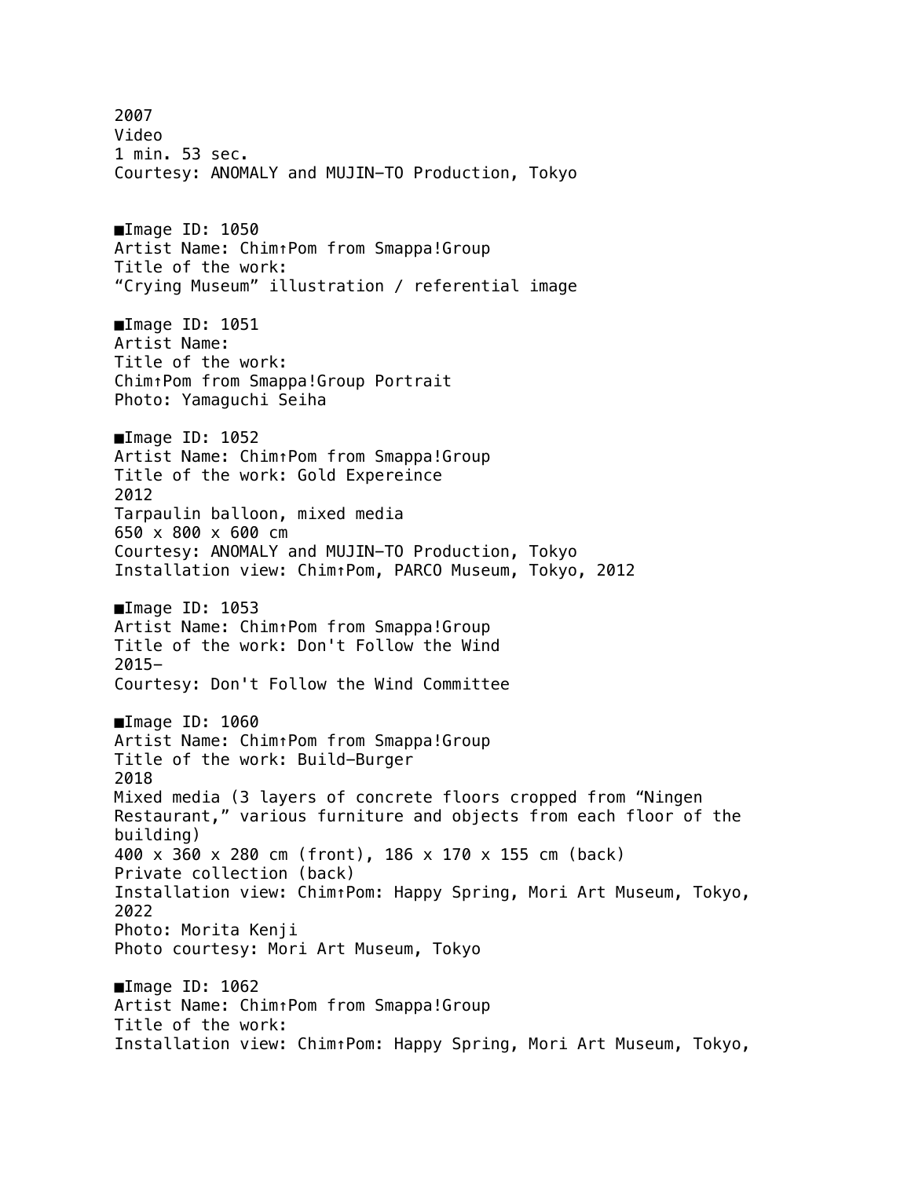2007
Video
1 min. 53 sec.
Courtesy: ANOMALY and MUJIN-TO Production, Tokyo

■Image ID: 1050
Artist Name: Chim↑Pom from Smappa!Group
Title of the work:
"Crying Museum" illustration / referential image

■Image ID: 1051
Artist Name:
Title of the work:
Chim↑Pom from Smappa!Group Portrait
Photo: Yamaguchi Seiha

■Image ID: 1052
Artist Name: Chim↑Pom from Smappa!Group
Title of the work: Gold Expereince
2012
Tarpaulin balloon, mixed media
650 x 800 x 600 cm
Courtesy: ANOMALY and MUJIN-TO Production, Tokyo
Installation view: Chim↑Pom, PARCO Museum, Tokyo, 2012

■Image ID: 1053
Artist Name: Chim↑Pom from Smappa!Group
Title of the work: Don't Follow the Wind
2015-
Courtesy: Don't Follow the Wind Committee

■Image ID: 1060
Artist Name: Chim↑Pom from Smappa!Group
Title of the work: Build-Burger
2018
Mixed media (3 layers of concrete floors cropped from "Ningen Restaurant," various furniture and objects from each floor of the building)
400 x 360 x 280 cm (front), 186 x 170 x 155 cm (back)
Private collection (back)
Installation view: Chim↑Pom: Happy Spring, Mori Art Museum, Tokyo, 2022
Photo: Morita Kenji
Photo courtesy: Mori Art Museum, Tokyo

■Image ID: 1062
Artist Name: Chim↑Pom from Smappa!Group
Title of the work:
Installation view: Chim↑Pom: Happy Spring, Mori Art Museum, Tokyo,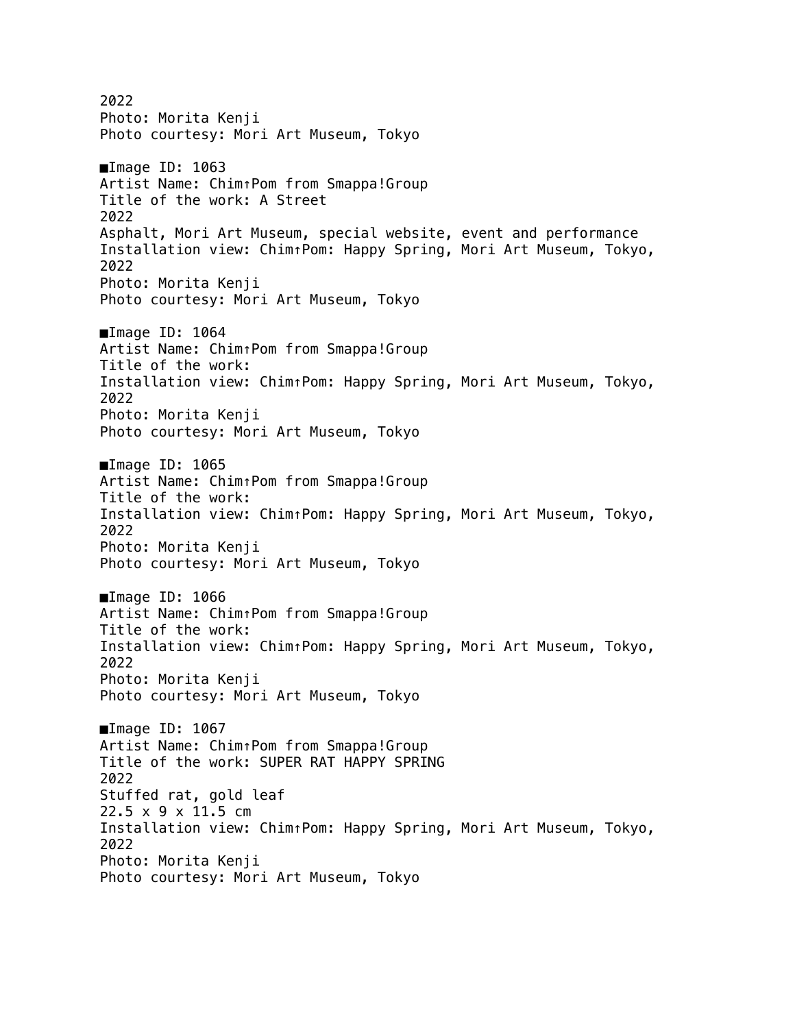2022
Photo: Morita Kenji
Photo courtesy: Mori Art Museum, Tokyo

■Image ID: 1063
Artist Name: Chim↑Pom from Smappa!Group
Title of the work: A Street
2022
Asphalt, Mori Art Museum, special website, event and performance
Installation view: Chim↑Pom: Happy Spring, Mori Art Museum, Tokyo, 2022
Photo: Morita Kenji
Photo courtesy: Mori Art Museum, Tokyo

■Image ID: 1064
Artist Name: Chim↑Pom from Smappa!Group
Title of the work:
Installation view: Chim↑Pom: Happy Spring, Mori Art Museum, Tokyo, 2022
Photo: Morita Kenji
Photo courtesy: Mori Art Museum, Tokyo

■Image ID: 1065
Artist Name: Chim↑Pom from Smappa!Group
Title of the work:
Installation view: Chim↑Pom: Happy Spring, Mori Art Museum, Tokyo, 2022
Photo: Morita Kenji
Photo courtesy: Mori Art Museum, Tokyo

■Image ID: 1066
Artist Name: Chim↑Pom from Smappa!Group
Title of the work:
Installation view: Chim↑Pom: Happy Spring, Mori Art Museum, Tokyo, 2022
Photo: Morita Kenji
Photo courtesy: Mori Art Museum, Tokyo

■Image ID: 1067
Artist Name: Chim↑Pom from Smappa!Group
Title of the work: SUPER RAT HAPPY SPRING
2022
Stuffed rat, gold leaf
22.5 x 9 x 11.5 cm
Installation view: Chim↑Pom: Happy Spring, Mori Art Museum, Tokyo, 2022
Photo: Morita Kenji
Photo courtesy: Mori Art Museum, Tokyo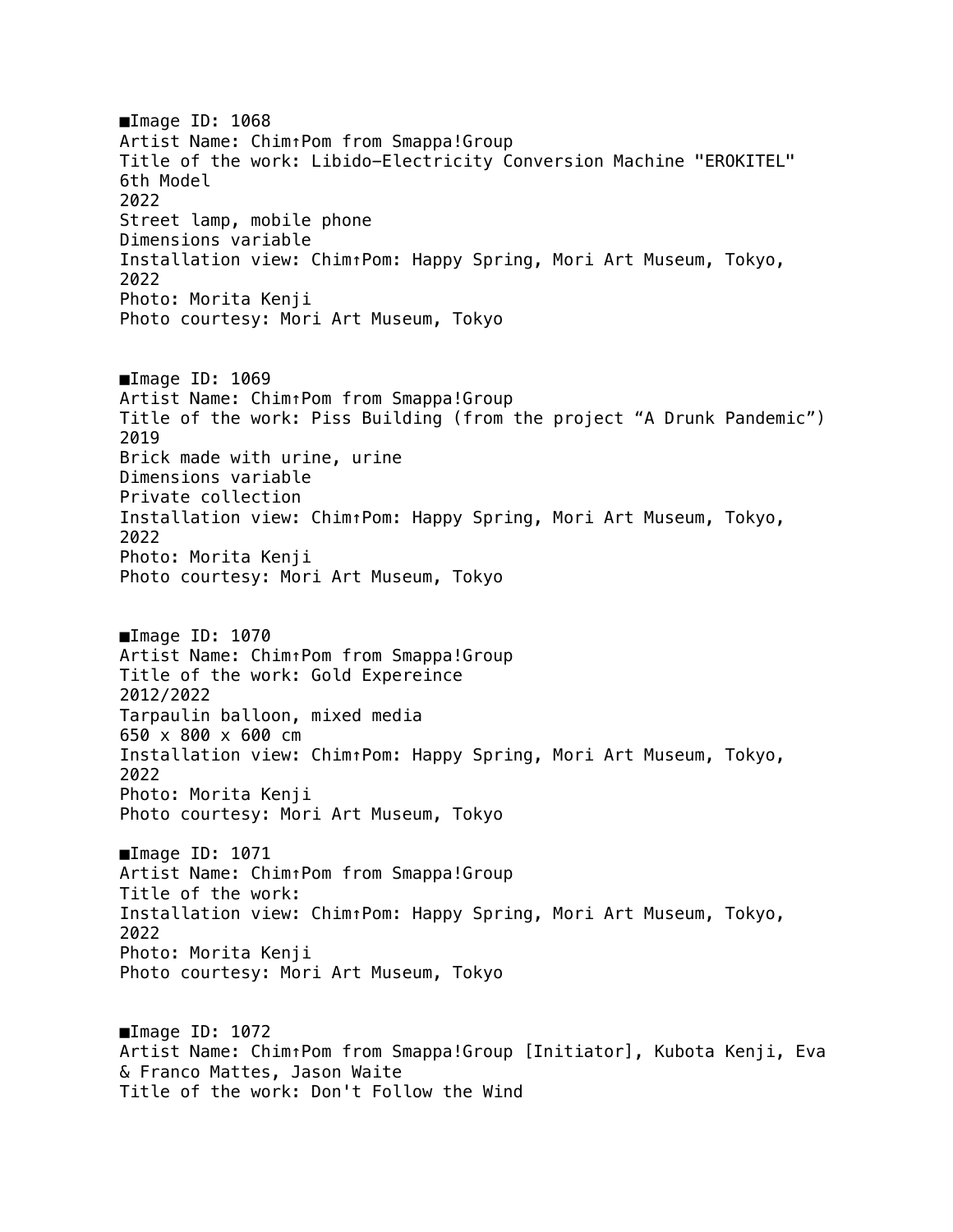■Image ID: 1068
Artist Name: Chim↑Pom from Smappa!Group
Title of the work: Libido−Electricity Conversion Machine "EROKITEL" 6th Model
2022
Street lamp, mobile phone
Dimensions variable
Installation view: Chim↑Pom: Happy Spring, Mori Art Museum, Tokyo, 2022
Photo: Morita Kenji
Photo courtesy: Mori Art Museum, Tokyo

■Image ID: 1069
Artist Name: Chim↑Pom from Smappa!Group
Title of the work: Piss Building (from the project “A Drunk Pandemic”)
2019
Brick made with urine, urine
Dimensions variable
Private collection
Installation view: Chim↑Pom: Happy Spring, Mori Art Museum, Tokyo, 2022
Photo: Morita Kenji
Photo courtesy: Mori Art Museum, Tokyo

■Image ID: 1070
Artist Name: Chim↑Pom from Smappa!Group
Title of the work: Gold Expereince
2012/2022
Tarpaulin balloon, mixed media
650 x 800 x 600 cm
Installation view: Chim↑Pom: Happy Spring, Mori Art Museum, Tokyo, 2022
Photo: Morita Kenji
Photo courtesy: Mori Art Museum, Tokyo

■Image ID: 1071
Artist Name: Chim↑Pom from Smappa!Group
Title of the work:
Installation view: Chim↑Pom: Happy Spring, Mori Art Museum, Tokyo, 2022
Photo: Morita Kenji
Photo courtesy: Mori Art Museum, Tokyo

■Image ID: 1072
Artist Name: Chim↑Pom from Smappa!Group [Initiator], Kubota Kenji, Eva & Franco Mattes, Jason Waite
Title of the work: Don't Follow the Wind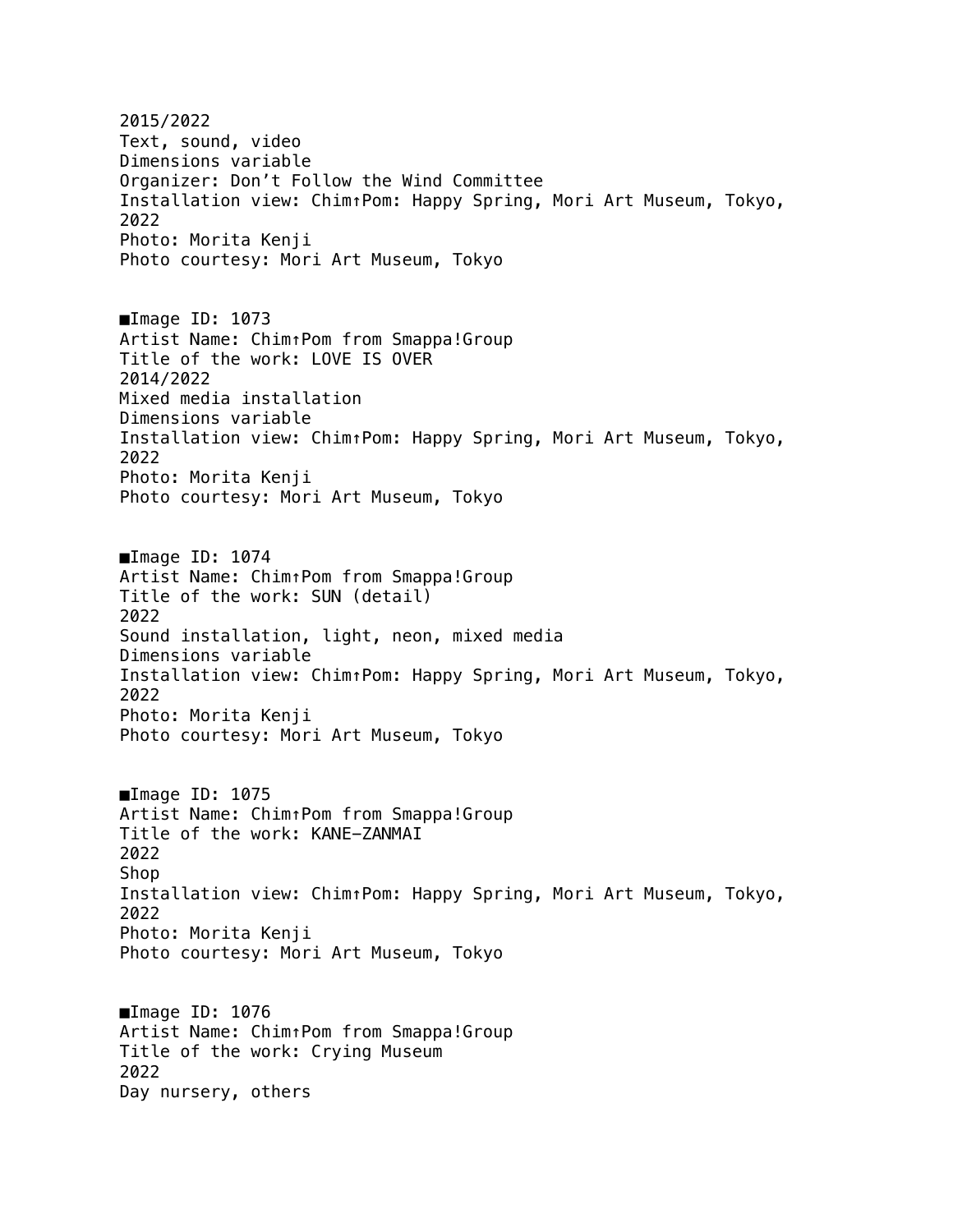2015/2022
Text, sound, video
Dimensions variable
Organizer: Don’t Follow the Wind Committee
Installation view: Chim↑Pom: Happy Spring, Mori Art Museum, Tokyo, 2022
Photo: Morita Kenji
Photo courtesy: Mori Art Museum, Tokyo

■Image ID: 1073
Artist Name: Chim↑Pom from Smappa!Group
Title of the work: LOVE IS OVER
2014/2022
Mixed media installation
Dimensions variable
Installation view: Chim↑Pom: Happy Spring, Mori Art Museum, Tokyo, 2022
Photo: Morita Kenji
Photo courtesy: Mori Art Museum, Tokyo

■Image ID: 1074
Artist Name: Chim↑Pom from Smappa!Group
Title of the work: SUN (detail)
2022
Sound installation, light, neon, mixed media
Dimensions variable
Installation view: Chim↑Pom: Happy Spring, Mori Art Museum, Tokyo, 2022
Photo: Morita Kenji
Photo courtesy: Mori Art Museum, Tokyo

■Image ID: 1075
Artist Name: Chim↑Pom from Smappa!Group
Title of the work: KANE–ZANMAI
2022
Shop
Installation view: Chim↑Pom: Happy Spring, Mori Art Museum, Tokyo, 2022
Photo: Morita Kenji
Photo courtesy: Mori Art Museum, Tokyo

■Image ID: 1076
Artist Name: Chim↑Pom from Smappa!Group
Title of the work: Crying Museum
2022
Day nursery, others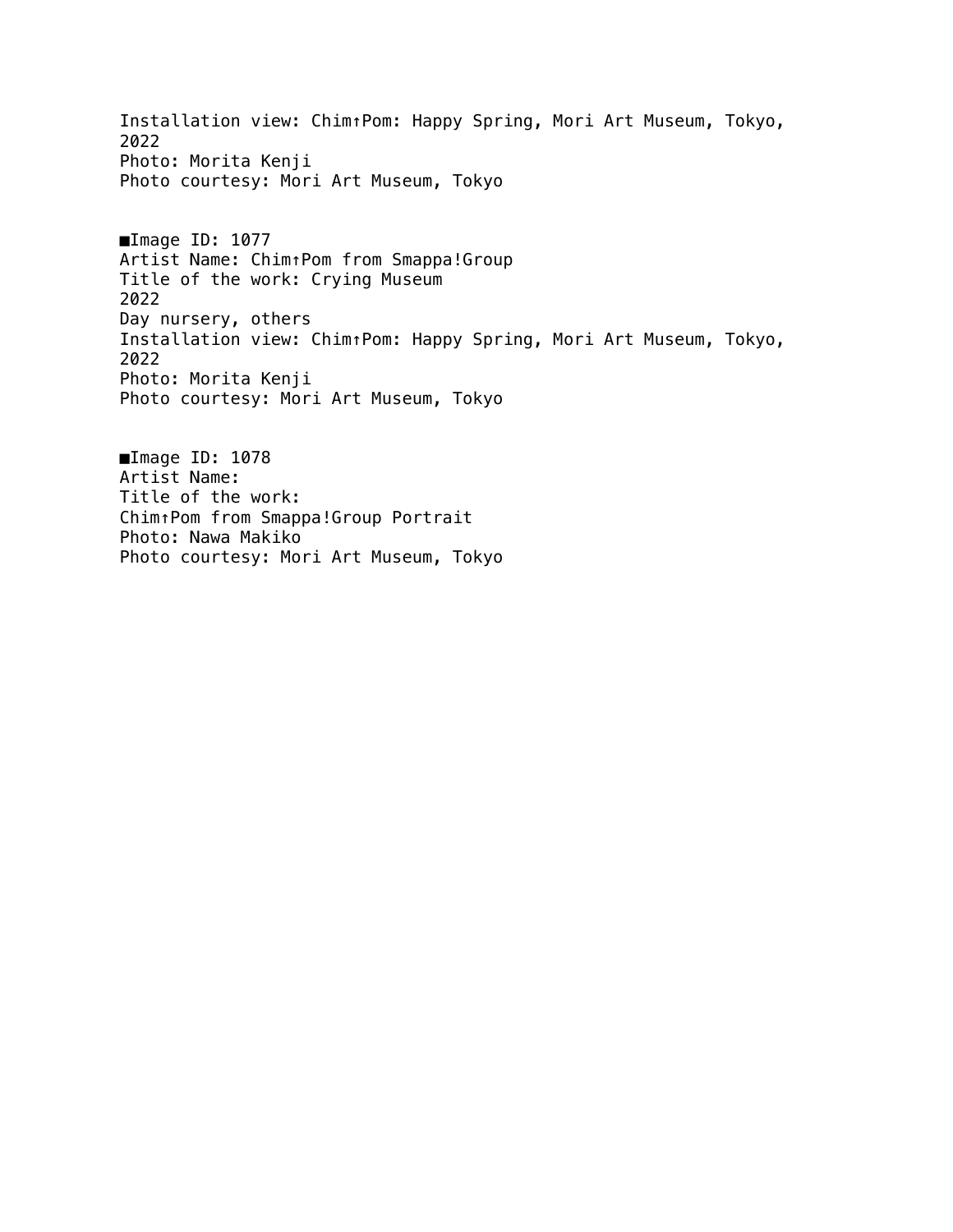Installation view: Chim↑Pom: Happy Spring, Mori Art Museum, Tokyo, 2022
Photo: Morita Kenji
Photo courtesy: Mori Art Museum, Tokyo

■Image ID: 1077
Artist Name: Chim↑Pom from Smappa!Group
Title of the work: Crying Museum
2022
Day nursery, others
Installation view: Chim↑Pom: Happy Spring, Mori Art Museum, Tokyo, 2022
Photo: Morita Kenji
Photo courtesy: Mori Art Museum, Tokyo

■Image ID: 1078
Artist Name:
Title of the work:
Chim↑Pom from Smappa!Group Portrait
Photo: Nawa Makiko
Photo courtesy: Mori Art Museum, Tokyo